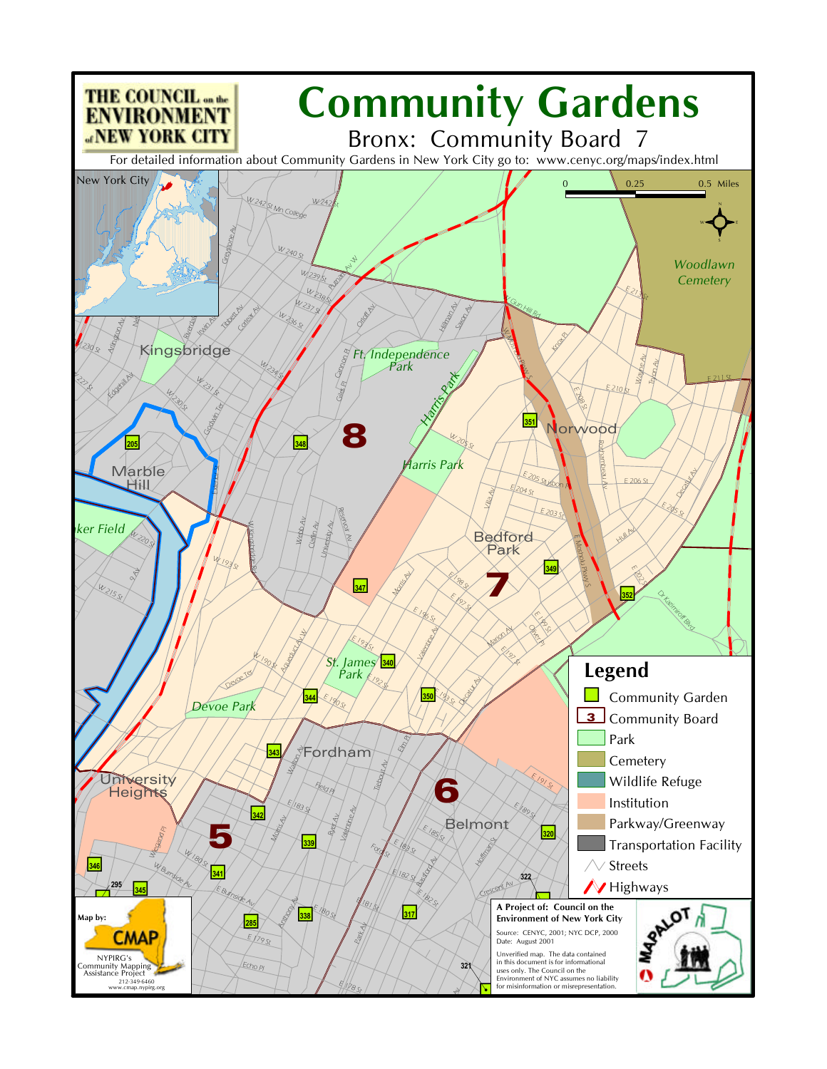# Community Gardens

## Bronx: Community Board 7

THE COUNCIL on the ENVIRONMENT of NEW YORK CITY

For detailed information about Community Gardens in New York City go to: www.cenyc.org/maps/index.html

New York City

0 0.25 0.5 Miles

Woodlawn Cemetery

Kingsbridge

Ft. Independence Park

Harris Park

Norwood

Marble Hill

Bedford Park

St. James Park

Devoe Park

Fordham

University Heights

Belmont

8

7

6

5

205, 348, 351, 349, 352, 347, 340, 344, 350, 343, 342, 339, 341, 346, 295, 345, 285, 338, 317, 320, 322, 321

## Legend

- Community Garden
- 3 Community Board
- Park
- Cemetery
- Wildlife Refuge
- Institution
- Parkway/Greenway
- Transportation Facility
- Streets
- Highways

Map by:

CMAP

NYPIRG's Community Mapping Assistance Project
212-349-6460
www.cmap.nypirg.org

**A Project of: Council on the Environment of New York City**

Source: CENYC, 2001; NYC DCP, 2000
Date: August 2001

Unverified map. The data contained in this document is for informational uses only. The Council on the Environment of NYC assumes no liability for misinformation or misrepresentation.

MAPALOT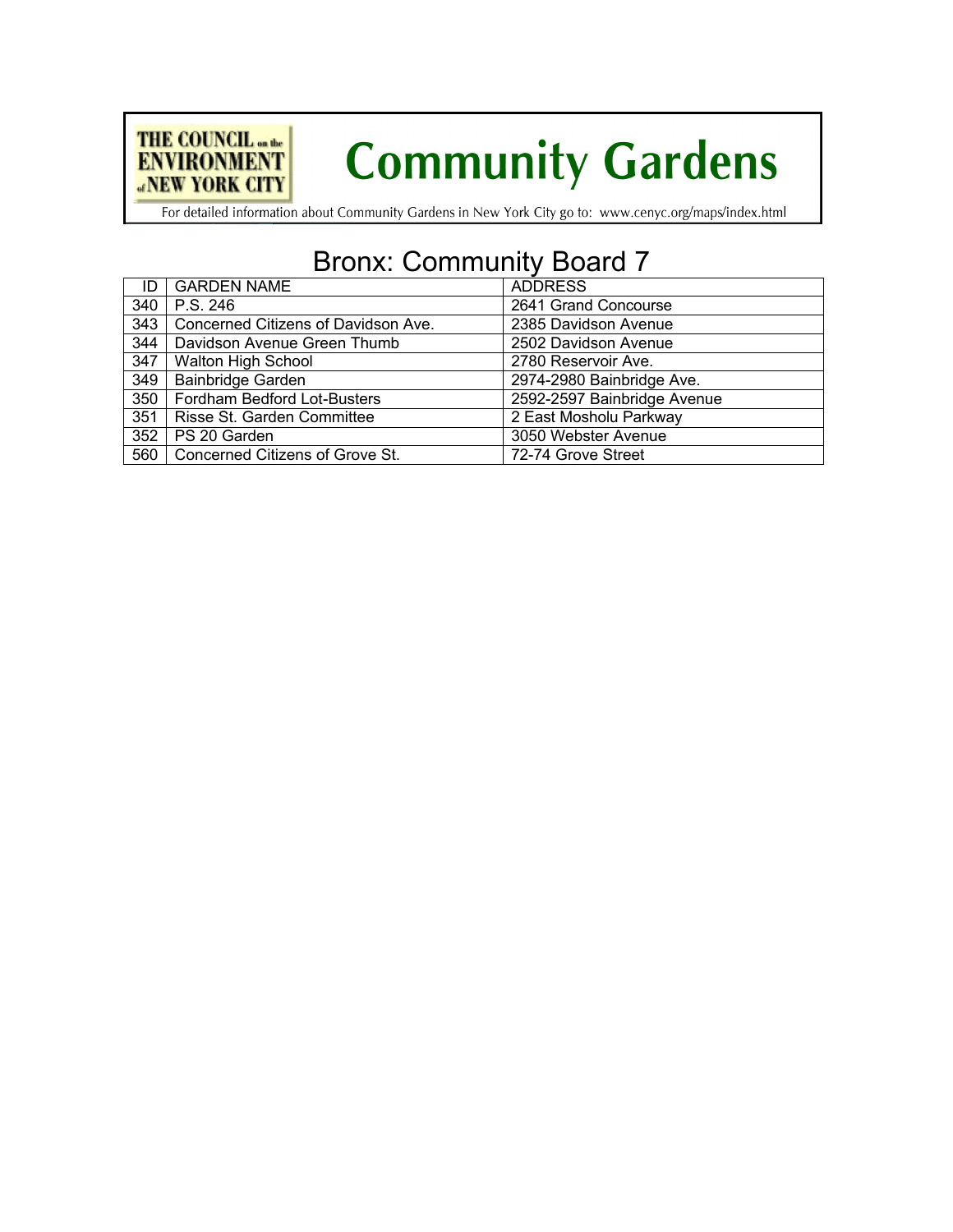THE COUNCIL on the ENVIRONMENT of NEW YORK CITY

# Community Gardens

For detailed information about Community Gardens in New York City go to: www.cenyc.org/maps/index.html

## Bronx: Community Board 7

| ID | GARDEN NAME | ADDRESS |
|---|---|---|
| 340 | P.S. 246 | 2641 Grand Concourse |
| 343 | Concerned Citizens of Davidson Ave. | 2385 Davidson Avenue |
| 344 | Davidson Avenue Green Thumb | 2502 Davidson Avenue |
| 347 | Walton High School | 2780 Reservoir Ave. |
| 349 | Bainbridge Garden | 2974-2980 Bainbridge Ave. |
| 350 | Fordham Bedford Lot-Busters | 2592-2597 Bainbridge Avenue |
| 351 | Risse St. Garden Committee | 2 East Mosholu Parkway |
| 352 | PS 20 Garden | 3050 Webster Avenue |
| 560 | Concerned Citizens of Grove St. | 72-74 Grove Street |